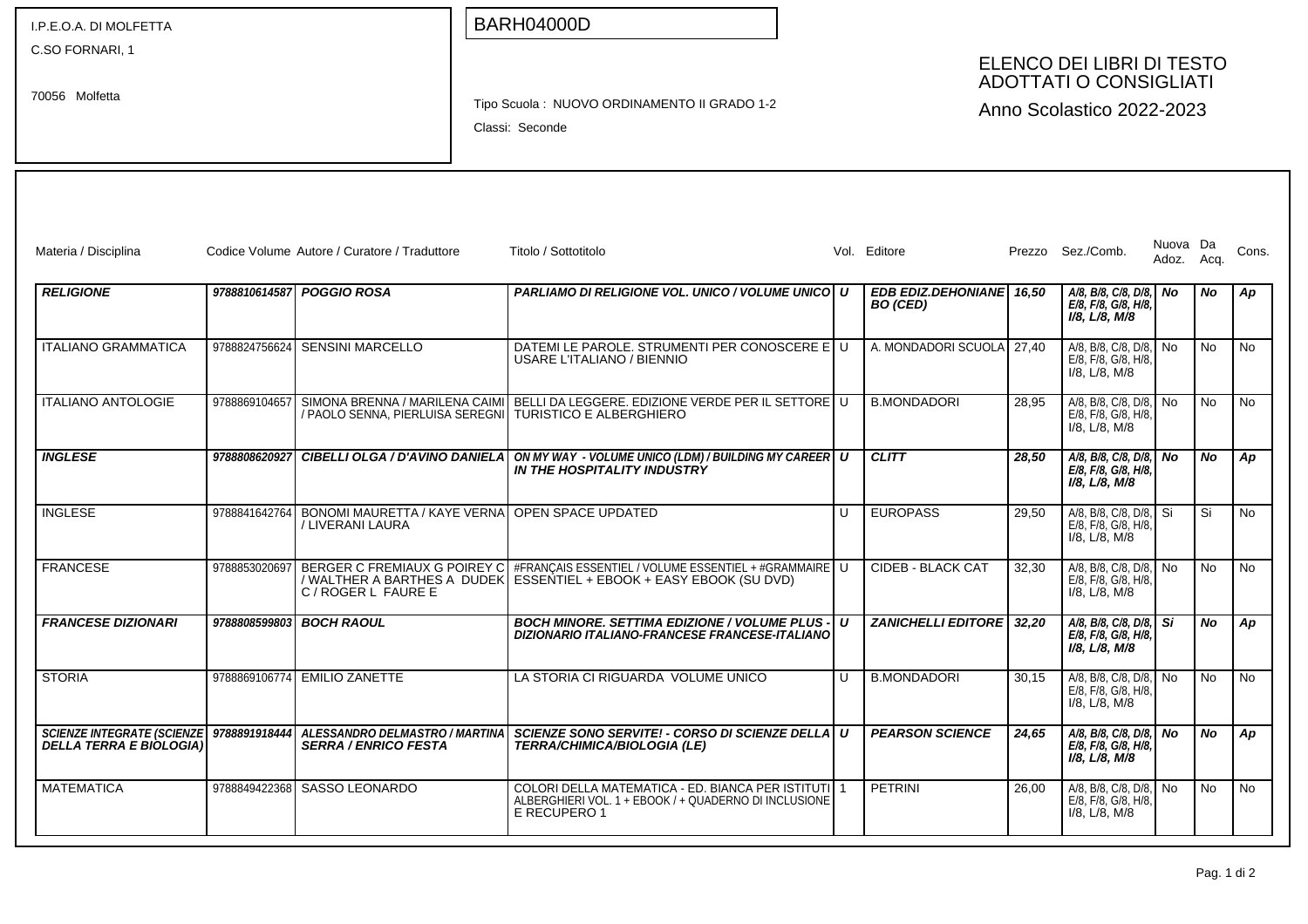I.P.E.O.A. DI MOLFETTA
C.SO FORNARI, 1

70056 Molfetta

BARH04000D

Tipo Scuola : NUOVO ORDINAMENTO II GRADO 1-2

Classi: Seconde

# ELENCO DEI LIBRI DI TESTO ADOTTATI O CONSIGLIATI

Anno Scolastico 2022-2023

| Materia / Disciplina | Codice Volume | Autore / Curatore / Traduttore | Titolo / Sottotitolo | Vol. | Editore | Prezzo | Sez./Comb. | Nuova Adoz. | Da Acq. | Cons. |
|---|---|---|---|---|---|---|---|---|---|---|
| ***RELIGIONE*** | ***9788810614587*** | ***POGGIO ROSA*** | ***PARLIAMO DI RELIGIONE VOL. UNICO / VOLUME UNICO*** | ***U*** | ***EDB EDIZ.DEHONIANE BO (CED)*** | ***16,50*** | ***A/8, B/8, C/8, D/8, E/8, F/8, G/8, H/8, I/8, L/8, M/8*** | ***No*** | ***No*** | ***Ap*** |
| ITALIANO GRAMMATICA | 9788824756624 | SENSINI MARCELLO | DATEMI LE PAROLE. STRUMENTI PER CONOSCERE E USARE L'ITALIANO / BIENNIO | U | A. MONDADORI SCUOLA | 27,40 | A/8, B/8, C/8, D/8, E/8, F/8, G/8, H/8, I/8, L/8, M/8 | No | No | No |
| ITALIANO ANTOLOGIE | 9788869104657 | SIMONA BRENNA / MARILENA CAIMI / PAOLO SENNA, PIERLUISA SEREGNI | BELLI DA LEGGERE. EDIZIONE VERDE PER IL SETTORE TURISTICO E ALBERGHIERO | U | B.MONDADORI | 28,95 | A/8, B/8, C/8, D/8, E/8, F/8, G/8, H/8, I/8, L/8, M/8 | No | No | No |
| ***INGLESE*** | ***9788808620927*** | ***CIBELLI OLGA / D'AVINO DANIELA*** | ***ON MY WAY - VOLUME UNICO (LDM) / BUILDING MY CAREER IN THE HOSPITALITY INDUSTRY*** | ***U*** | ***CLITT*** | ***28,50*** | ***A/8, B/8, C/8, D/8, E/8, F/8, G/8, H/8, I/8, L/8, M/8*** | ***No*** | ***No*** | ***Ap*** |
| INGLESE | 9788841642764 | BONOMI MAURETTA / KAYE VERNA / LIVERANI LAURA | OPEN SPACE UPDATED | U | EUROPASS | 29,50 | A/8, B/8, C/8, D/8, E/8, F/8, G/8, H/8, I/8, L/8, M/8 | Si | Si | No |
| FRANCESE | 9788853020697 | BERGER C FREMIAUX G POIREY C / WALTHER A BARTHES A DUDEK C / ROGER L FAURE E | #FRANÇAIS ESSENTIEL / VOLUME ESSENTIEL + #GRAMMAIRE ESSENTIEL + EBOOK + EASY EBOOK (SU DVD) | U | CIDEB - BLACK CAT | 32,30 | A/8, B/8, C/8, D/8, E/8, F/8, G/8, H/8, I/8, L/8, M/8 | No | No | No |
| ***FRANCESE DIZIONARI*** | ***9788808599803*** | ***BOCH RAOUL*** | ***BOCH MINORE. SETTIMA EDIZIONE / VOLUME PLUS - DIZIONARIO ITALIANO-FRANCESE FRANCESE-ITALIANO*** | ***U*** | ***ZANICHELLI EDITORE*** | ***32,20*** | ***A/8, B/8, C/8, D/8, E/8, F/8, G/8, H/8, I/8, L/8, M/8*** | ***Si*** | ***No*** | ***Ap*** |
| STORIA | 9788869106774 | EMILIO ZANETTE | LA STORIA CI RIGUARDA VOLUME UNICO | U | B.MONDADORI | 30,15 | A/8, B/8, C/8, D/8, E/8, F/8, G/8, H/8, I/8, L/8, M/8 | No | No | No |
| ***SCIENZE INTEGRATE (SCIENZE DELLA TERRA E BIOLOGIA)*** | ***9788891918444*** | ***ALESSANDRO DELMASTRO / MARTINA SERRA / ENRICO FESTA*** | ***SCIENZE SONO SERVITE! - CORSO DI SCIENZE DELLA TERRA/CHIMICA/BIOLOGIA (LE)*** | ***U*** | ***PEARSON SCIENCE*** | ***24,65*** | ***A/8, B/8, C/8, D/8, E/8, F/8, G/8, H/8, I/8, L/8, M/8*** | ***No*** | ***No*** | ***Ap*** |
| MATEMATICA | 9788849422368 | SASSO LEONARDO | COLORI DELLA MATEMATICA - ED. BIANCA PER ISTITUTI ALBERGHIERI VOL. 1 + EBOOK / + QUADERNO DI INCLUSIONE E RECUPERO 1 | 1 | PETRINI | 26,00 | A/8, B/8, C/8, D/8, E/8, F/8, G/8, H/8, I/8, L/8, M/8 | No | No | No |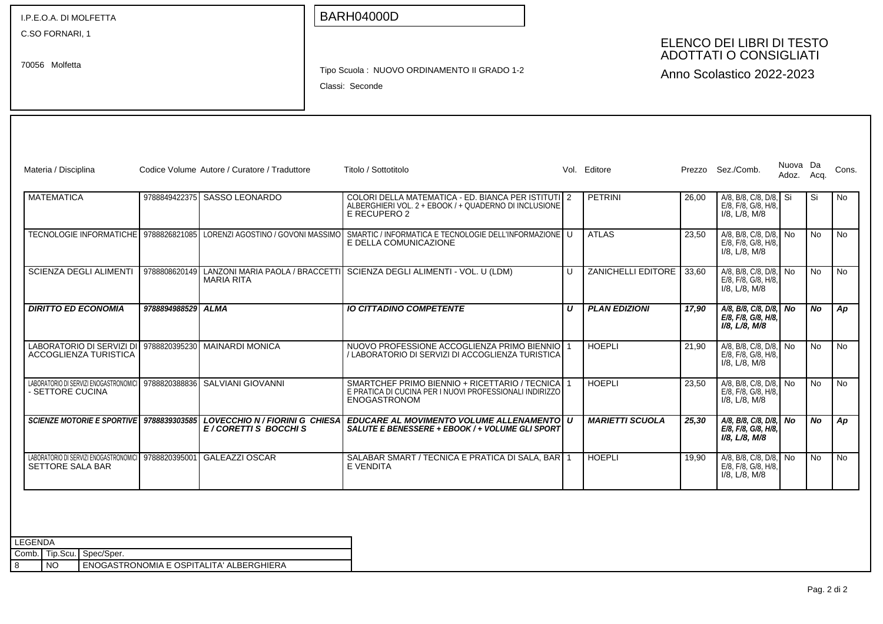I.P.E.O.A. DI MOLFETTA
C.SO FORNARI, 1

70056 Molfetta

BARH04000D

Tipo Scuola : NUOVO ORDINAMENTO II GRADO 1-2
Classi: Seconde

# ELENCO DEI LIBRI DI TESTO ADOTTATI O CONSIGLIATI

Anno Scolastico 2022-2023

| Materia / Disciplina | Codice Volume | Autore / Curatore / Traduttore | Titolo / Sottotitolo | Vol. | Editore | Prezzo | Sez./Comb. | Nuova Adoz. | Da Acq. | Cons. |
|---|---|---|---|---|---|---|---|---|---|---|
| MATEMATICA | 9788849422375 | SASSO LEONARDO | COLORI DELLA MATEMATICA - ED. BIANCA PER ISTITUTI ALBERGHIERI VOL. 2 + EBOOK / + QUADERNO DI INCLUSIONE E RECUPERO 2 | 2 | PETRINI | 26,00 | A/8, B/8, C/8, D/8, E/8, F/8, G/8, H/8, I/8, L/8, M/8 | Si | Si | No |
| TECNOLOGIE INFORMATICHE | 9788826821085 | LORENZI AGOSTINO / GOVONI MASSIMO | SMARTIC / INFORMATICA E TECNOLOGIE DELL'INFORMAZIONE E DELLA COMUNICAZIONE | U | ATLAS | 23,50 | A/8, B/8, C/8, D/8, E/8, F/8, G/8, H/8, I/8, L/8, M/8 | No | No | No |
| SCIENZA DEGLI ALIMENTI | 9788808620149 | LANZONI MARIA PAOLA / BRACCETTI MARIA RITA | SCIENZA DEGLI ALIMENTI - VOL. U (LDM) | U | ZANICHELLI EDITORE | 33,60 | A/8, B/8, C/8, D/8, E/8, F/8, G/8, H/8, I/8, L/8, M/8 | No | No | No |
| ***DIRITTO ED ECONOMIA*** | ***9788894988529*** | ***ALMA*** | ***IO CITTADINO COMPETENTE*** | ***U*** | ***PLAN EDIZIONI*** | ***17,90*** | ***A/8, B/8, C/8, D/8, E/8, F/8, G/8, H/8, I/8, L/8, M/8*** | ***No*** | ***No*** | ***Ap*** |
| LABORATORIO DI SERVIZI DI ACCOGLIENZA TURISTICA | 9788820395230 | MAINARDI MONICA | NUOVO PROFESSIONE ACCOGLIENZA PRIMO BIENNIO / LABORATORIO DI SERVIZI DI ACCOGLIENZA TURISTICA | 1 | HOEPLI | 21,90 | A/8, B/8, C/8, D/8, E/8, F/8, G/8, H/8, I/8, L/8, M/8 | No | No | No |
| LABORATORIO DI SERVIZI ENOGASTRONOMICI - SETTORE CUCINA | 9788820388836 | SALVIANI GIOVANNI | SMARTCHEF PRIMO BIENNIO + RICETTARIO / TECNICA E PRATICA DI CUCINA PER I NUOVI PROFESSIONALI INDIRIZZO ENOGASTRONOM | 1 | HOEPLI | 23,50 | A/8, B/8, C/8, D/8, E/8, F/8, G/8, H/8, I/8, L/8, M/8 | No | No | No |
| ***SCIENZE MOTORIE E SPORTIVE*** | ***9788839303585*** | ***LOVECCHIO N / FIORINI G CHIESA E / CORETTI S BOCCHI S*** | ***EDUCARE AL MOVIMENTO VOLUME ALLENAMENTO SALUTE E BENESSERE + EBOOK / + VOLUME GLI SPORT*** | ***U*** | ***MARIETTI SCUOLA*** | ***25,30*** | ***A/8, B/8, C/8, D/8, E/8, F/8, G/8, H/8, I/8, L/8, M/8*** | ***No*** | ***No*** | ***Ap*** |
| LABORATORIO DI SERVIZI ENOGASTRONOMICI SETTORE SALA BAR | 9788820395001 | GALEAZZI OSCAR | SALABAR SMART / TECNICA E PRATICA DI SALA, BAR E VENDITA | 1 | HOEPLI | 19,90 | A/8, B/8, C/8, D/8, E/8, F/8, G/8, H/8, I/8, L/8, M/8 | No | No | No |

**LEGENDA**

| Comb. | Tip.Scu. | Spec/Sper. |
|---|---|---|
| 8 | NO | ENOGASTRONOMIA E OSPITALITA' ALBERGHIERA |